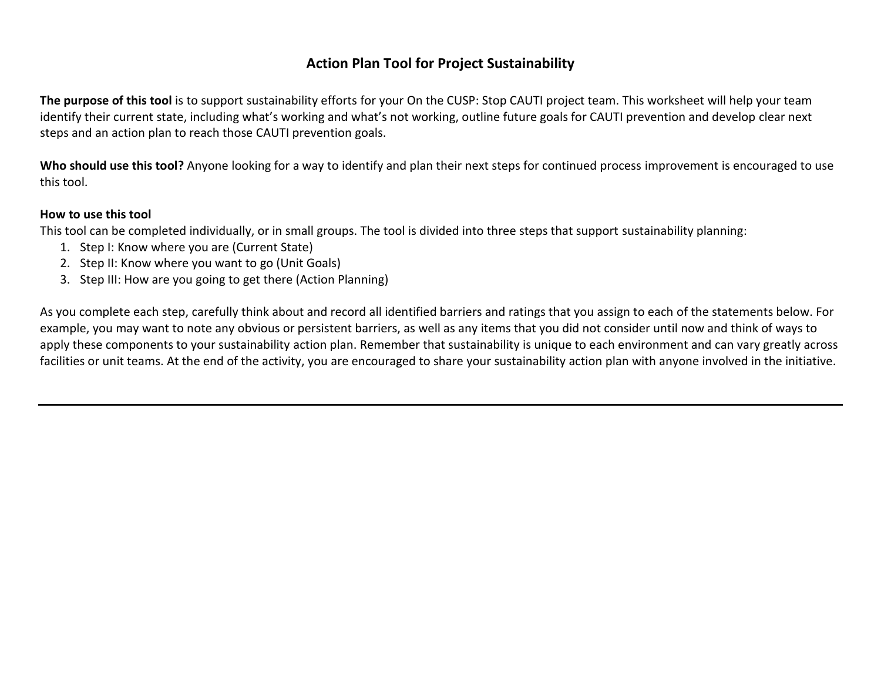# Action Plan Tool for Project Sustainability

**The purpose of this tool** is to support sustainability efforts for your On the CUSP: Stop CAUTI project team. This worksheet will help your team identify their current state, including what's working and what's not working, outline future goals for CAUTI prevention and develop clear next steps and an action plan to reach those CAUTI prevention goals.

**Who should use this tool?** Anyone looking for a way to identify and plan their next steps for continued process improvement is encouraged to use this tool.

**How to use this tool**

This tool can be completed individually, or in small groups. The tool is divided into three steps that support sustainability planning:

1. Step I: Know where you are (Current State)
2. Step II: Know where you want to go (Unit Goals)
3. Step III: How are you going to get there (Action Planning)

As you complete each step, carefully think about and record all identified barriers and ratings that you assign to each of the statements below. For example, you may want to note any obvious or persistent barriers, as well as any items that you did not consider until now and think of ways to apply these components to your sustainability action plan. Remember that sustainability is unique to each environment and can vary greatly across facilities or unit teams. At the end of the activity, you are encouraged to share your sustainability action plan with anyone involved in the initiative.

---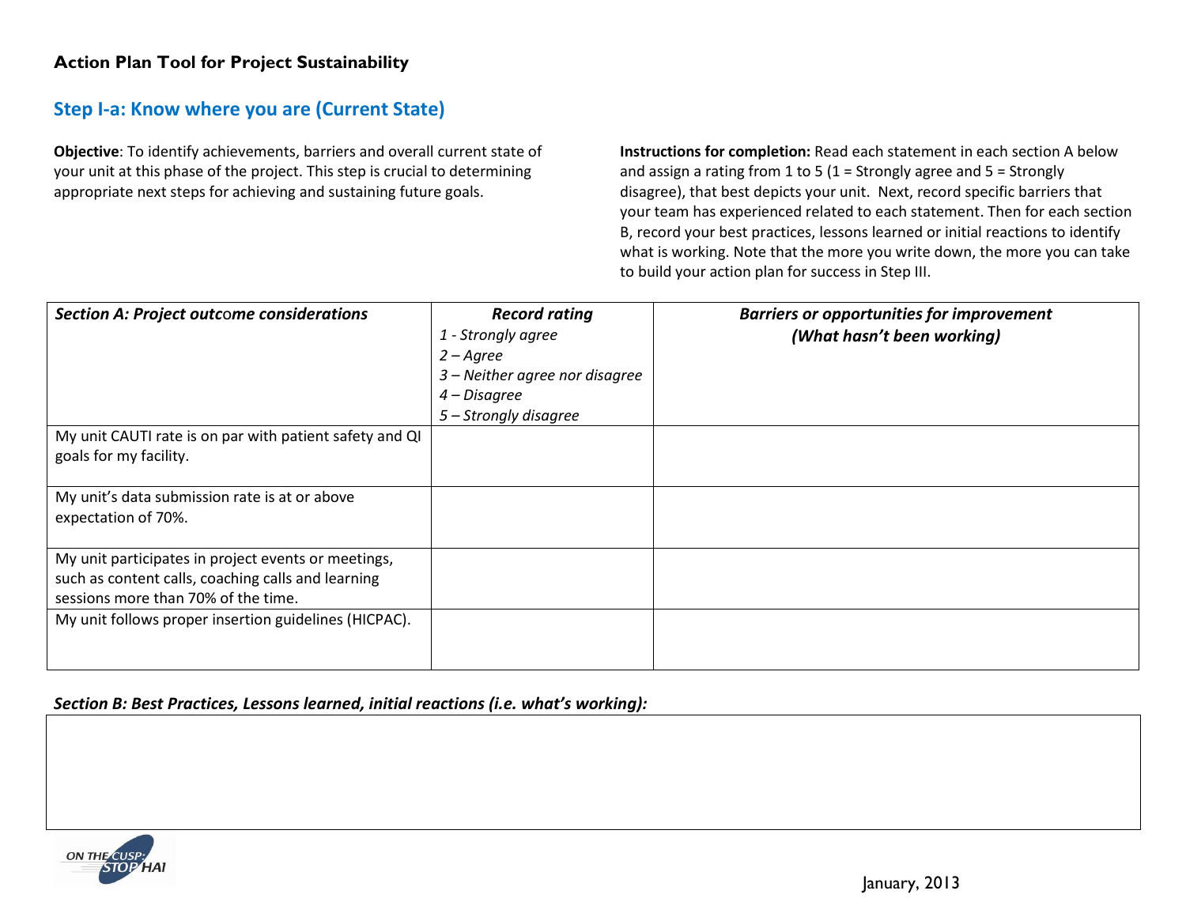# Action Plan Tool for Project Sustainability

## Step I-a: Know where you are (Current State)

**Objective**: To identify achievements, barriers and overall current state of your unit at this phase of the project. This step is crucial to determining appropriate next steps for achieving and sustaining future goals.

**Instructions for completion:** Read each statement in each section A below and assign a rating from 1 to 5 (1 = Strongly agree and 5 = Strongly disagree), that best depicts your unit. Next, record specific barriers that your team has experienced related to each statement. Then for each section B, record your best practices, lessons learned or initial reactions to identify what is working. Note that the more you write down, the more you can take to build your action plan for success in Step III.

| *Section A: Project outcome considerations* | *Record rating*<br>*1 - Strongly agree*<br>*2 – Agree*<br>*3 – Neither agree nor disagree*<br>*4 – Disagree*<br>*5 – Strongly disagree* | *Barriers or opportunities for improvement (What hasn't been working)* |
|---|---|---|
| My unit CAUTI rate is on par with patient safety and QI goals for my facility. | | |
| My unit's data submission rate is at or above expectation of 70%. | | |
| My unit participates in project events or meetings, such as content calls, coaching calls and learning sessions more than 70% of the time. | | |
| My unit follows proper insertion guidelines (HICPAC). | | |

***Section B: Best Practices, Lessons learned, initial reactions (i.e. what's working):***

| |
|---|
| |

January, 2013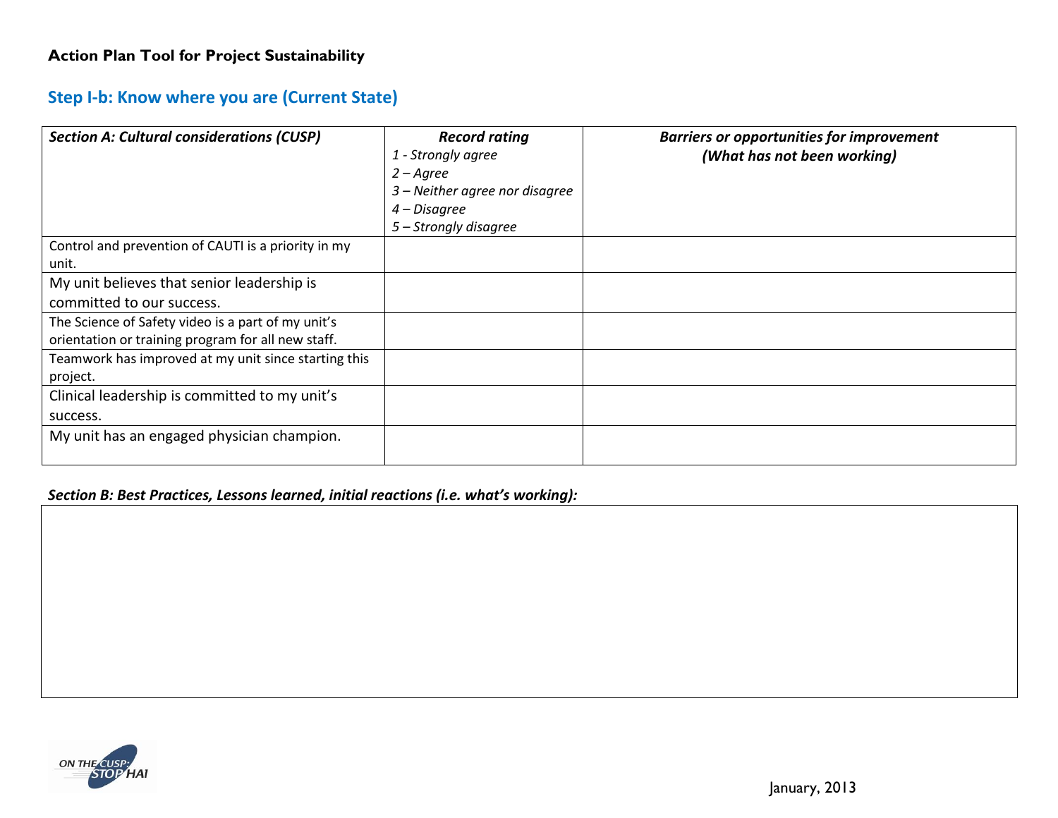**Action Plan Tool for Project Sustainability**

## Step I-b: Know where you are (Current State)

| ***Section A: Cultural considerations (CUSP)*** | ***Record rating***<br>*1 - Strongly agree*<br>*2 – Agree*<br>*3 – Neither agree nor disagree*<br>*4 – Disagree*<br>*5 – Strongly disagree* | ***Barriers or opportunities for improvement (What has not been working)*** |
|---|---|---|
| Control and prevention of CAUTI is a priority in my unit. | | |
| My unit believes that senior leadership is committed to our success. | | |
| The Science of Safety video is a part of my unit's orientation or training program for all new staff. | | |
| Teamwork has improved at my unit since starting this project. | | |
| Clinical leadership is committed to my unit's success. | | |
| My unit has an engaged physician champion. | | |

***Section B: Best Practices, Lessons learned, initial reactions (i.e. what's working):***

| |
|---|
| |

ON THE CUSP: STOP HAI

January, 2013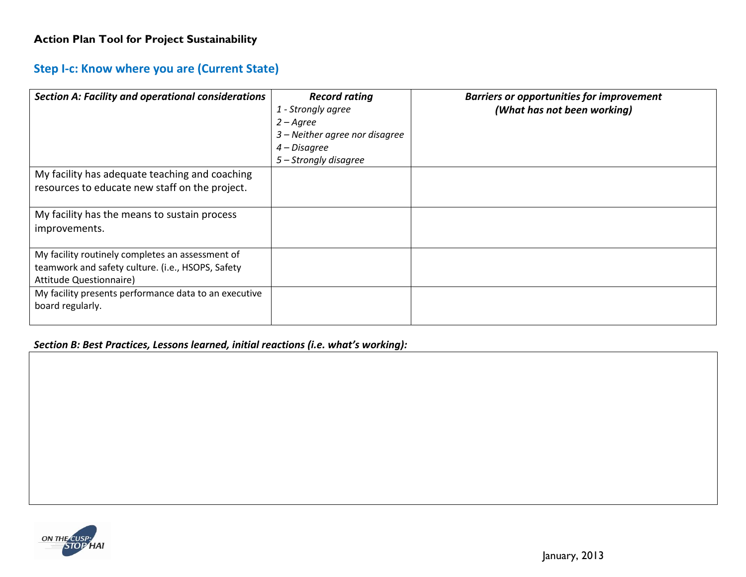**Action Plan Tool for Project Sustainability**

## Step I-c: Know where you are (Current State)

| ***Section A: Facility and operational considerations*** | ***Record rating*** *1 - Strongly agree* *2 – Agree* *3 – Neither agree nor disagree* *4 – Disagree* *5 – Strongly disagree* | ***Barriers or opportunities for improvement (What has not been working)*** |
|---|---|---|
| My facility has adequate teaching and coaching resources to educate new staff on the project. | | |
| My facility has the means to sustain process improvements. | | |
| My facility routinely completes an assessment of teamwork and safety culture. (i.e., HSOPS, Safety Attitude Questionnaire) | | |
| My facility presents performance data to an executive board regularly. | | |

***Section B: Best Practices, Lessons learned, initial reactions (i.e. what's working):***

| |
|---|
| |

January, 2013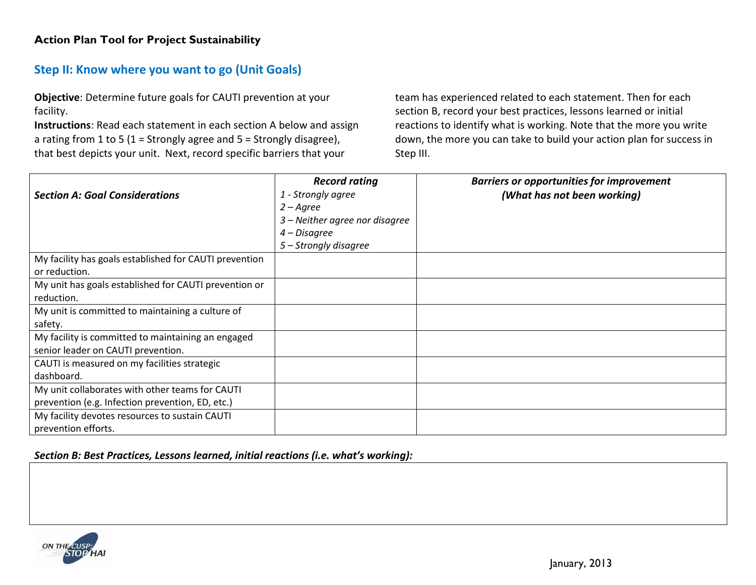**Action Plan Tool for Project Sustainability**

## Step II: Know where you want to go (Unit Goals)

**Objective**: Determine future goals for CAUTI prevention at your facility.

**Instructions**: Read each statement in each section A below and assign a rating from 1 to 5 (1 = Strongly agree and 5 = Strongly disagree), that best depicts your unit. Next, record specific barriers that your team has experienced related to each statement. Then for each section B, record your best practices, lessons learned or initial reactions to identify what is working. Note that the more you write down, the more you can take to build your action plan for success in Step III.

| ***Section A: Goal Considerations*** | ***Record rating***<br>*1 - Strongly agree*<br>*2 – Agree*<br>*3 – Neither agree nor disagree*<br>*4 – Disagree*<br>*5 – Strongly disagree* | ***Barriers or opportunities for improvement (What has not been working)*** |
|---|---|---|
| My facility has goals established for CAUTI prevention or reduction. | | |
| My unit has goals established for CAUTI prevention or reduction. | | |
| My unit is committed to maintaining a culture of safety. | | |
| My facility is committed to maintaining an engaged senior leader on CAUTI prevention. | | |
| CAUTI is measured on my facilities strategic dashboard. | | |
| My unit collaborates with other teams for CAUTI prevention (e.g. Infection prevention, ED, etc.) | | |
| My facility devotes resources to sustain CAUTI prevention efforts. | | |

***Section B: Best Practices, Lessons learned, initial reactions (i.e. what's working):***

| |
|---|
| |

January, 2013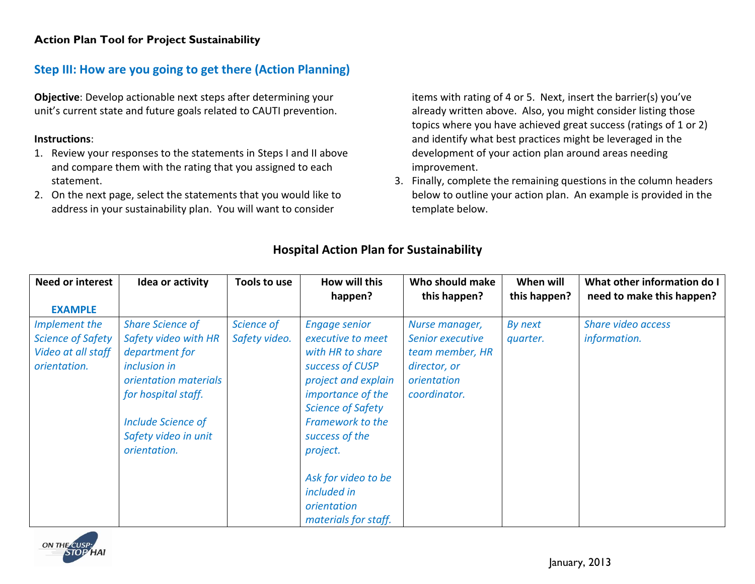**Action Plan Tool for Project Sustainability**

## Step III: How are you going to get there (Action Planning)

**Objective**: Develop actionable next steps after determining your unit's current state and future goals related to CAUTI prevention.

**Instructions**:

1. Review your responses to the statements in Steps I and II above and compare them with the rating that you assigned to each statement.
2. On the next page, select the statements that you would like to address in your sustainability plan. You will want to consider items with rating of 4 or 5. Next, insert the barrier(s) you've already written above. Also, you might consider listing those topics where you have achieved great success (ratings of 1 or 2) and identify what best practices might be leveraged in the development of your action plan around areas needing improvement.
3. Finally, complete the remaining questions in the column headers below to outline your action plan. An example is provided in the template below.

### Hospital Action Plan for Sustainability

| Need or interest<br><br>EXAMPLE | Idea or activity | Tools to use | How will this happen? | Who should make this happen? | When will this happen? | What other information do I need to make this happen? |
|---|---|---|---|---|---|---|
| *Implement the Science of Safety Video at all staff orientation.* | *Share Science of Safety video with HR department for inclusion in orientation materials for hospital staff.*<br><br>*Include Science of Safety video in unit orientation.* | *Science of Safety video.* | *Engage senior executive to meet with HR to share success of CUSP project and explain importance of the Science of Safety Framework to the success of the project.*<br><br>*Ask for video to be included in orientation materials for staff.* | *Nurse manager, Senior executive team member, HR director, or orientation coordinator.* | *By next quarter.* | *Share video access information.* |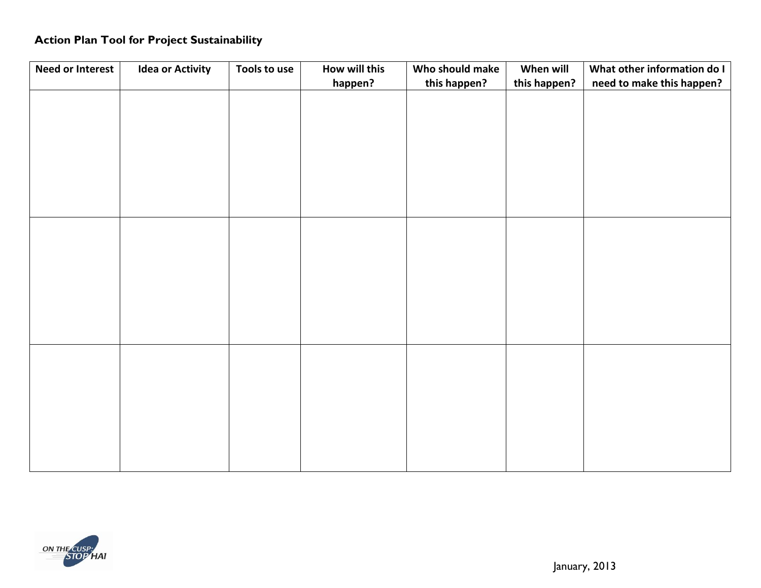**Action Plan Tool for Project Sustainability**

| Need or Interest | Idea or Activity | Tools to use | How will this happen? | Who should make this happen? | When will this happen? | What other information do I need to make this happen? |
|---|---|---|---|---|---|---|
| | | | | | | |
| | | | | | | |
| | | | | | | |

January, 2013